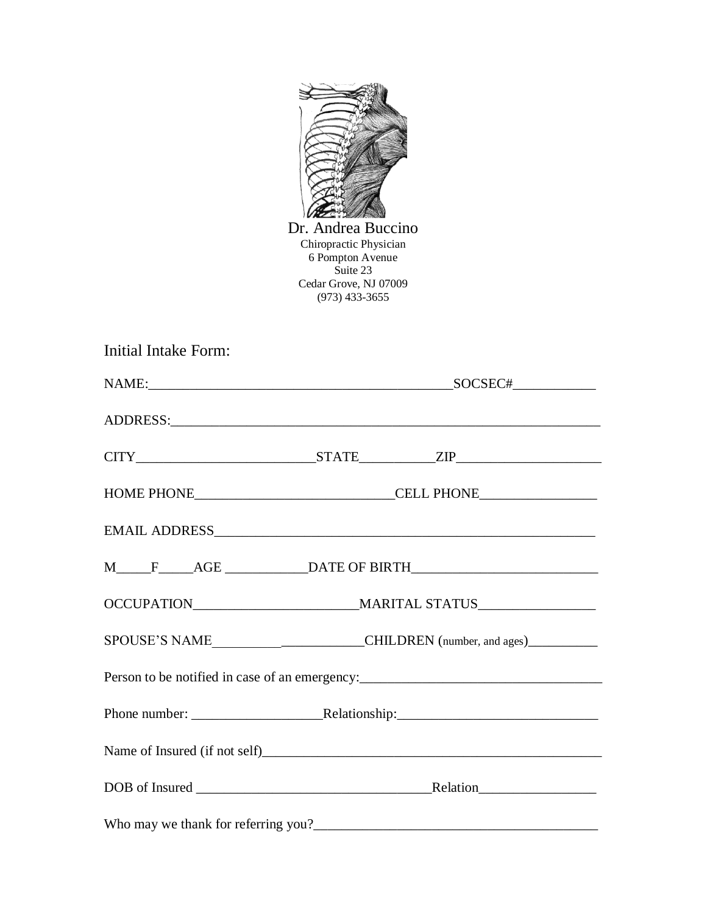Dr. Andrea Buccino
Chiropractic Physician
6 Pompton Avenue
Suite 23
Cedar Grove, NJ 07009
(973) 433-3655

Initial Intake Form:

NAME:____________________________________________SOCSEC#____________

ADDRESS:_______________________________________________________________

CITY__________________________STATE___________ZIP_____________________

HOME PHONE_____________________________CELL PHONE_________________

EMAIL ADDRESS________________________________________________________

M_____F_____AGE ____________DATE OF BIRTH___________________________

OCCUPATION________________________MARITAL STATUS_________________

SPOUSE'S NAME__________ ____________CHILDREN (number, and ages)__________

Person to be notified in case of an emergency:__________________________________

Phone number: ___________________Relationship:_____________________________

Name of Insured (if not self)__________________________________________________

DOB of Insured __________________________________Relation_________________

Who may we thank for referring you?_________________________________________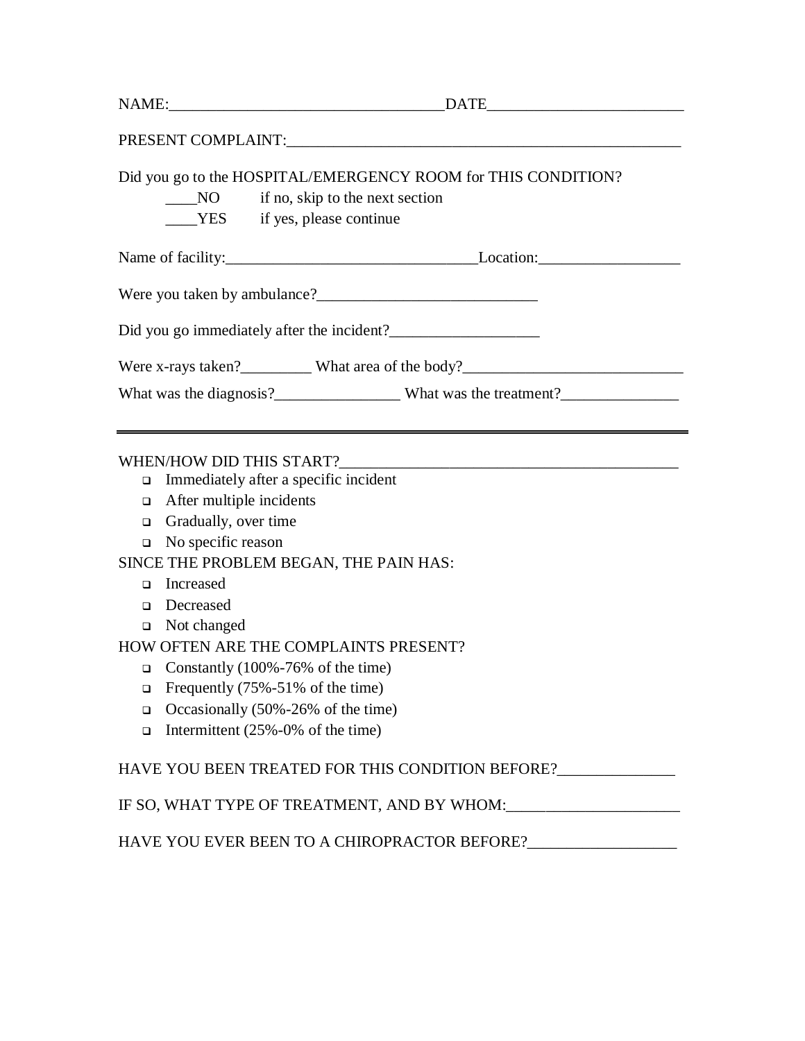NAME:___________________________________DATE________________________

PRESENT COMPLAINT:__________________________________________________

Did you go to the HOSPITAL/EMERGENCY ROOM for THIS CONDITION?

____NO if no, skip to the next section

____YES if yes, please continue

Name of facility:_______________________________Location:_________________

Were you taken by ambulance?___________________________

Did you go immediately after the incident?__________________

Were x-rays taken?_________ What area of the body?___________________________

What was the diagnosis?_______________ What was the treatment?______________

---

WHEN/HOW DID THIS START?___________________________________________

- ☐ Immediately after a specific incident
- ☐ After multiple incidents
- ☐ Gradually, over time
- ☐ No specific reason

SINCE THE PROBLEM BEGAN, THE PAIN HAS:

- ☐ Increased
- ☐ Decreased
- ☐ Not changed

HOW OFTEN ARE THE COMPLAINTS PRESENT?

- ☐ Constantly (100%-76% of the time)
- ☐ Frequently (75%-51% of the time)
- ☐ Occasionally (50%-26% of the time)
- ☐ Intermittent (25%-0% of the time)

HAVE YOU BEEN TREATED FOR THIS CONDITION BEFORE?______________

IF SO, WHAT TYPE OF TREATMENT, AND BY WHOM:_____________________

HAVE YOU EVER BEEN TO A CHIROPRACTOR BEFORE?__________________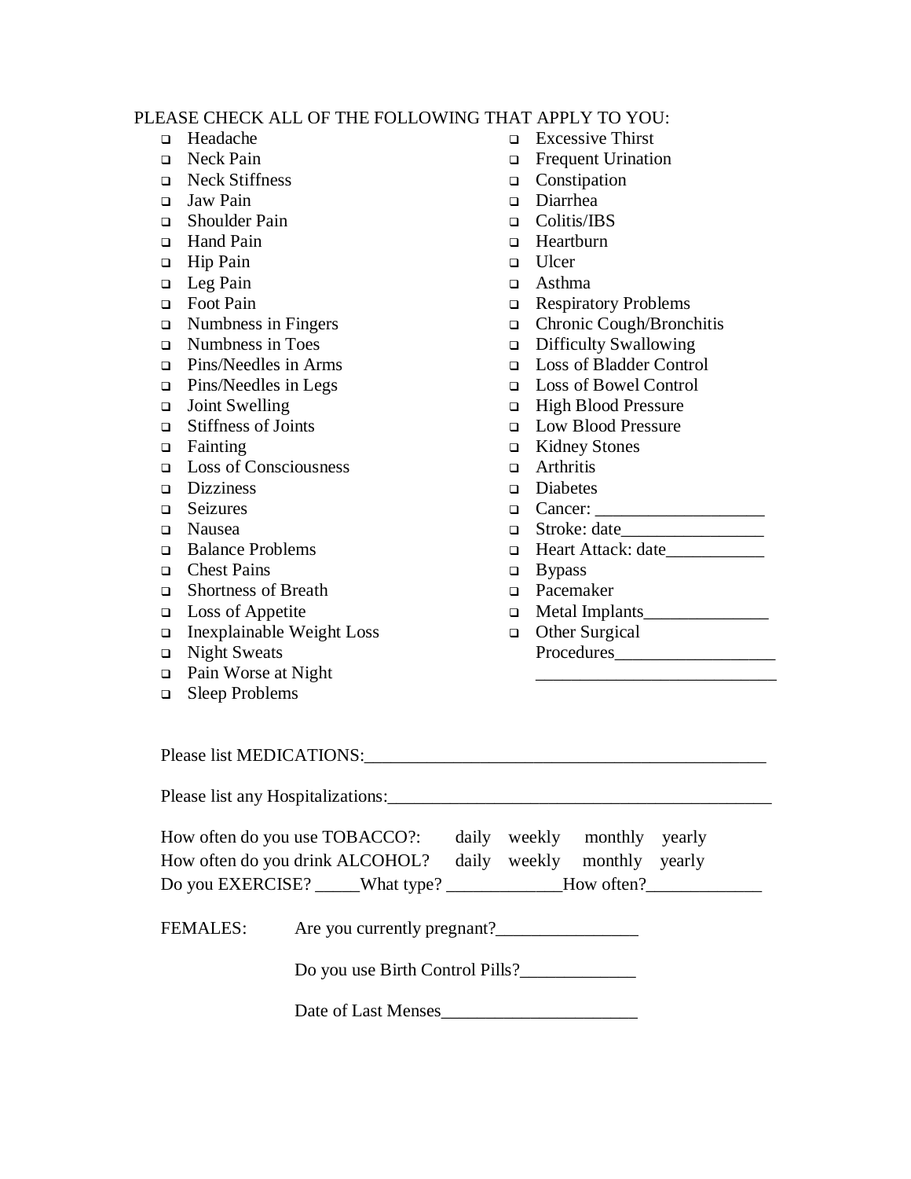PLEASE CHECK ALL OF THE FOLLOWING THAT APPLY TO YOU:

- ☐ Headache
- ☐ Neck Pain
- ☐ Neck Stiffness
- ☐ Jaw Pain
- ☐ Shoulder Pain
- ☐ Hand Pain
- ☐ Hip Pain
- ☐ Leg Pain
- ☐ Foot Pain
- ☐ Numbness in Fingers
- ☐ Numbness in Toes
- ☐ Pins/Needles in Arms
- ☐ Pins/Needles in Legs
- ☐ Joint Swelling
- ☐ Stiffness of Joints
- ☐ Fainting
- ☐ Loss of Consciousness
- ☐ Dizziness
- ☐ Seizures
- ☐ Nausea
- ☐ Balance Problems
- ☐ Chest Pains
- ☐ Shortness of Breath
- ☐ Loss of Appetite
- ☐ Inexplainable Weight Loss
- ☐ Night Sweats
- ☐ Pain Worse at Night
- ☐ Sleep Problems
- ☐ Excessive Thirst
- ☐ Frequent Urination
- ☐ Constipation
- ☐ Diarrhea
- ☐ Colitis/IBS
- ☐ Heartburn
- ☐ Ulcer
- ☐ Asthma
- ☐ Respiratory Problems
- ☐ Chronic Cough/Bronchitis
- ☐ Difficulty Swallowing
- ☐ Loss of Bladder Control
- ☐ Loss of Bowel Control
- ☐ High Blood Pressure
- ☐ Low Blood Pressure
- ☐ Kidney Stones
- ☐ Arthritis
- ☐ Diabetes
- ☐ Cancer: ___________________
- ☐ Stroke: date________________
- ☐ Heart Attack: date___________
- ☐ Bypass
- ☐ Pacemaker
- ☐ Metal Implants______________
- ☐ Other Surgical Procedures__________________ ___________________________

Please list MEDICATIONS:_______________________________________________

Please list any Hospitalizations:____________________________________________

How often do you use TOBACCO?: daily weekly monthly yearly

How often do you drink ALCOHOL? daily weekly monthly yearly

Do you EXERCISE? _____What type? _____________How often?_____________

FEMALES: Are you currently pregnant?________________

Do you use Birth Control Pills?_____________

Date of Last Menses______________________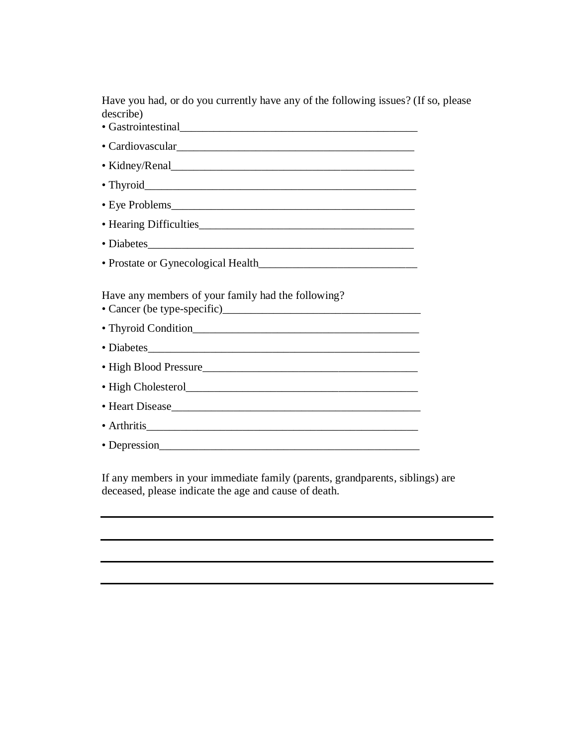Have you had, or do you currently have any of the following issues? (If so, please describe)

- Gastrointestinal___________________________________________
- Cardiovascular___________________________________________
- Kidney/Renal___________________________________________
- Thyroid_______________________________________________
- Eye Problems___________________________________________
- Hearing Difficulties_____________________________________
- Diabetes_______________________________________________
- Prostate or Gynecological Health___________________________

Have any members of your family had the following?

- Cancer (be type-specific)___________________________________
- Thyroid Condition________________________________________
- Diabetes_______________________________________________
- High Blood Pressure______________________________________
- High Cholesterol_________________________________________
- Heart Disease___________________________________________
- Arthritis_______________________________________________
- Depression_____________________________________________

If any members in your immediate family (parents, grandparents, siblings) are deceased, please indicate the age and cause of death.

_______________________________________________________________________

_______________________________________________________________________

_______________________________________________________________________

_______________________________________________________________________